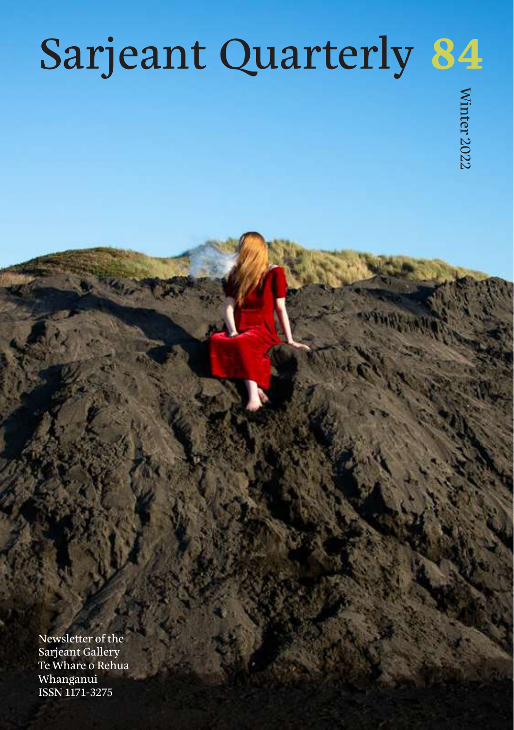# Sarjeant Quarterly 84

Winter 2022

Newsletter of the
Sarjeant Gallery
Te Whare o Rehua
Whanganui
ISSN 1171-3275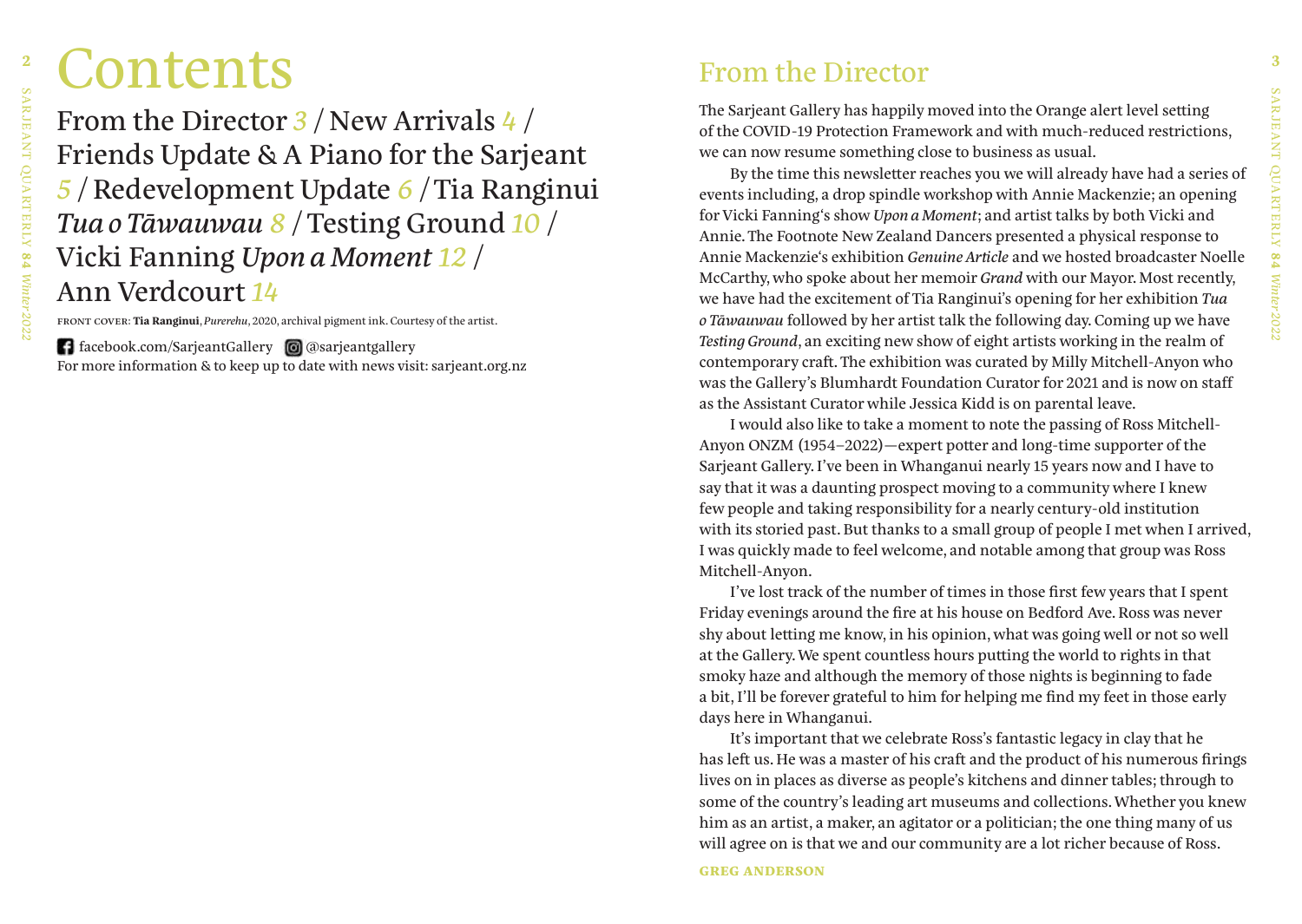# Contents

From the Director *3* / New Arrivals *4* / Friends Update & A Piano for the Sarjeant *5* / Redevelopment Update *6* / Tia Ranginui *Tua o Tāwauwau 8* / Testing Ground *10* / Vicki Fanning *Upon a Moment 12* / Ann Verdcourt *14*

FRONT COVER: **Tia Ranginui**, *Purerehu*, 2020, archival pigment ink. Courtesy of the artist.

facebook.com/SarjeantGallery @sarjeantgallery
For more information & to keep up to date with news visit: sarjeant.org.nz

## From the Director

The Sarjeant Gallery has happily moved into the Orange alert level setting of the COVID-19 Protection Framework and with much-reduced restrictions, we can now resume something close to business as usual.

By the time this newsletter reaches you we will already have had a series of events including, a drop spindle workshop with Annie Mackenzie; an opening for Vicki Fanning's show *Upon a Moment*; and artist talks by both Vicki and Annie. The Footnote New Zealand Dancers presented a physical response to Annie Mackenzie's exhibition *Genuine Article* and we hosted broadcaster Noelle McCarthy, who spoke about her memoir *Grand* with our Mayor. Most recently, we have had the excitement of Tia Ranginui's opening for her exhibition *Tua o Tāwauwau* followed by her artist talk the following day. Coming up we have *Testing Ground*, an exciting new show of eight artists working in the realm of contemporary craft. The exhibition was curated by Milly Mitchell-Anyon who was the Gallery's Blumhardt Foundation Curator for 2021 and is now on staff as the Assistant Curator while Jessica Kidd is on parental leave.

I would also like to take a moment to note the passing of Ross Mitchell-Anyon ONZM (1954–2022)—expert potter and long-time supporter of the Sarjeant Gallery. I've been in Whanganui nearly 15 years now and I have to say that it was a daunting prospect moving to a community where I knew few people and taking responsibility for a nearly century-old institution with its storied past. But thanks to a small group of people I met when I arrived, I was quickly made to feel welcome, and notable among that group was Ross Mitchell-Anyon.

I've lost track of the number of times in those first few years that I spent Friday evenings around the fire at his house on Bedford Ave. Ross was never shy about letting me know, in his opinion, what was going well or not so well at the Gallery. We spent countless hours putting the world to rights in that smoky haze and although the memory of those nights is beginning to fade a bit, I'll be forever grateful to him for helping me find my feet in those early days here in Whanganui.

It's important that we celebrate Ross's fantastic legacy in clay that he has left us. He was a master of his craft and the product of his numerous firings lives on in places as diverse as people's kitchens and dinner tables; through to some of the country's leading art museums and collections. Whether you knew him as an artist, a maker, an agitator or a politician; the one thing many of us will agree on is that we and our community are a lot richer because of Ross.

**GREG ANDERSON**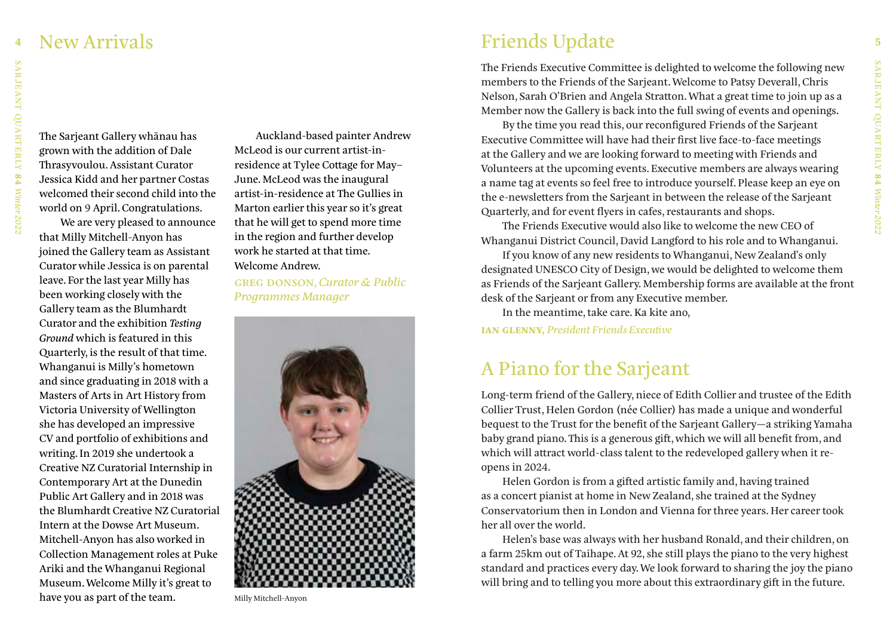# New Arrivals

The Sarjeant Gallery whānau has grown with the addition of Dale Thrasyvoulou. Assistant Curator Jessica Kidd and her partner Costas welcomed their second child into the world on 9 April. Congratulations.

We are very pleased to announce that Milly Mitchell-Anyon has joined the Gallery team as Assistant Curator while Jessica is on parental leave. For the last year Milly has been working closely with the Gallery team as the Blumhardt Curator and the exhibition *Testing Ground* which is featured in this Quarterly, is the result of that time. Whanganui is Milly's hometown and since graduating in 2018 with a Masters of Arts in Art History from Victoria University of Wellington she has developed an impressive CV and portfolio of exhibitions and writing. In 2019 she undertook a Creative NZ Curatorial Internship in Contemporary Art at the Dunedin Public Art Gallery and in 2018 was the Blumhardt Creative NZ Curatorial Intern at the Dowse Art Museum. Mitchell-Anyon has also worked in Collection Management roles at Puke Ariki and the Whanganui Regional Museum. Welcome Milly it's great to have you as part of the team.

Auckland-based painter Andrew McLeod is our current artist-in-residence at Tylee Cottage for May–June. McLeod was the inaugural artist-in-residence at The Gullies in Marton earlier this year so it's great that he will get to spend more time in the region and further develop work he started at that time. Welcome Andrew.

**GREG DONSON,** *Curator & Public Programmes Manager*

Milly Mitchell-Anyon

# Friends Update

The Friends Executive Committee is delighted to welcome the following new members to the Friends of the Sarjeant. Welcome to Patsy Deverall, Chris Nelson, Sarah O'Brien and Angela Stratton. What a great time to join up as a Member now the Gallery is back into the full swing of events and openings.

By the time you read this, our reconfigured Friends of the Sarjeant Executive Committee will have had their first live face-to-face meetings at the Gallery and we are looking forward to meeting with Friends and Volunteers at the upcoming events. Executive members are always wearing a name tag at events so feel free to introduce yourself. Please keep an eye on the e-newsletters from the Sarjeant in between the release of the Sarjeant Quarterly, and for event flyers in cafes, restaurants and shops.

The Friends Executive would also like to welcome the new CEO of Whanganui District Council, David Langford to his role and to Whanganui.

If you know of any new residents to Whanganui, New Zealand's only designated UNESCO City of Design, we would be delighted to welcome them as Friends of the Sarjeant Gallery. Membership forms are available at the front desk of the Sarjeant or from any Executive member.

In the meantime, take care. Ka kite ano,

**IAN GLENNY,** *President Friends Executive*

# A Piano for the Sarjeant

Long-term friend of the Gallery, niece of Edith Collier and trustee of the Edith Collier Trust, Helen Gordon (née Collier) has made a unique and wonderful bequest to the Trust for the benefit of the Sarjeant Gallery—a striking Yamaha baby grand piano. This is a generous gift, which we will all benefit from, and which will attract world-class talent to the redeveloped gallery when it re-opens in 2024.

Helen Gordon is from a gifted artistic family and, having trained as a concert pianist at home in New Zealand, she trained at the Sydney Conservatorium then in London and Vienna for three years. Her career took her all over the world.

Helen's base was always with her husband Ronald, and their children, on a farm 25km out of Taihape. At 92, she still plays the piano to the very highest standard and practices every day. We look forward to sharing the joy the piano will bring and to telling you more about this extraordinary gift in the future.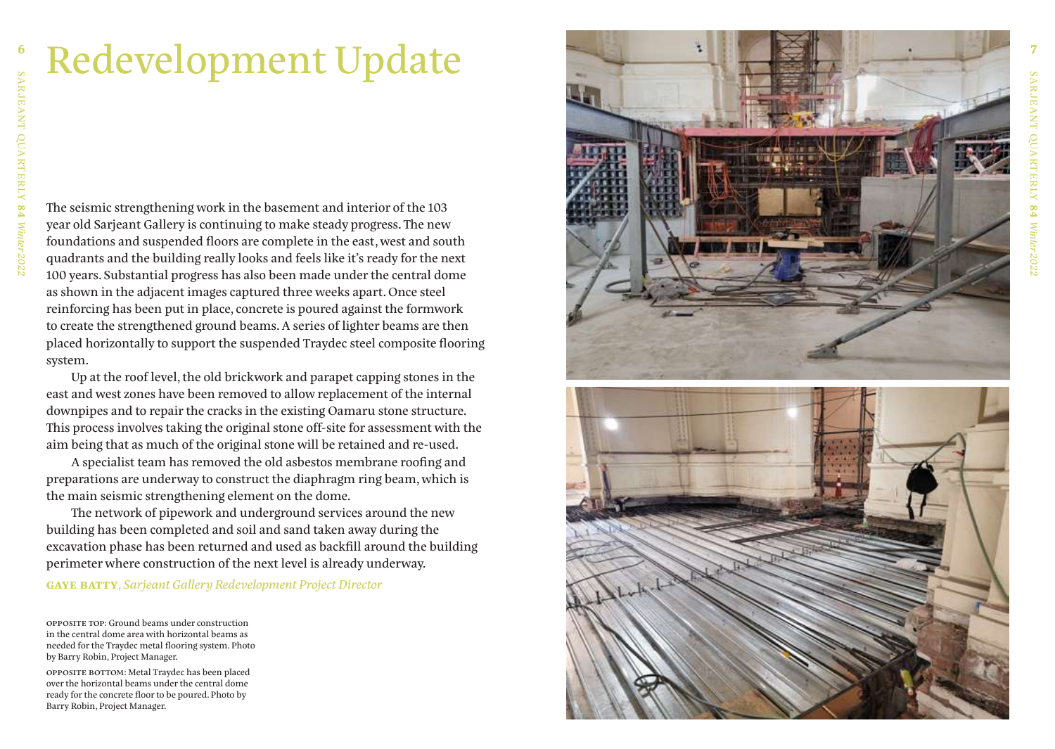# Redevelopment Update

The seismic strengthening work in the basement and interior of the 103 year old Sarjeant Gallery is continuing to make steady progress. The new foundations and suspended floors are complete in the east, west and south quadrants and the building really looks and feels like it's ready for the next 100 years. Substantial progress has also been made under the central dome as shown in the adjacent images captured three weeks apart. Once steel reinforcing has been put in place, concrete is poured against the formwork to create the strengthened ground beams. A series of lighter beams are then placed horizontally to support the suspended Traydec steel composite flooring system.

Up at the roof level, the old brickwork and parapet capping stones in the east and west zones have been removed to allow replacement of the internal downpipes and to repair the cracks in the existing Oamaru stone structure. This process involves taking the original stone off-site for assessment with the aim being that as much of the original stone will be retained and re-used.

A specialist team has removed the old asbestos membrane roofing and preparations are underway to construct the diaphragm ring beam, which is the main seismic strengthening element on the dome.

The network of pipework and underground services around the new building has been completed and soil and sand taken away during the excavation phase has been returned and used as backfill around the building perimeter where construction of the next level is already underway.

**GAYE BATTY**, *Sarjeant Gallery Redevelopment Project Director*

OPPOSITE TOP: Ground beams under construction in the central dome area with horizontal beams as needed for the Traydec metal flooring system. Photo by Barry Robin, Project Manager.

OPPOSITE BOTTOM: Metal Traydec has been placed over the horizontal beams under the central dome ready for the concrete floor to be poured. Photo by Barry Robin, Project Manager.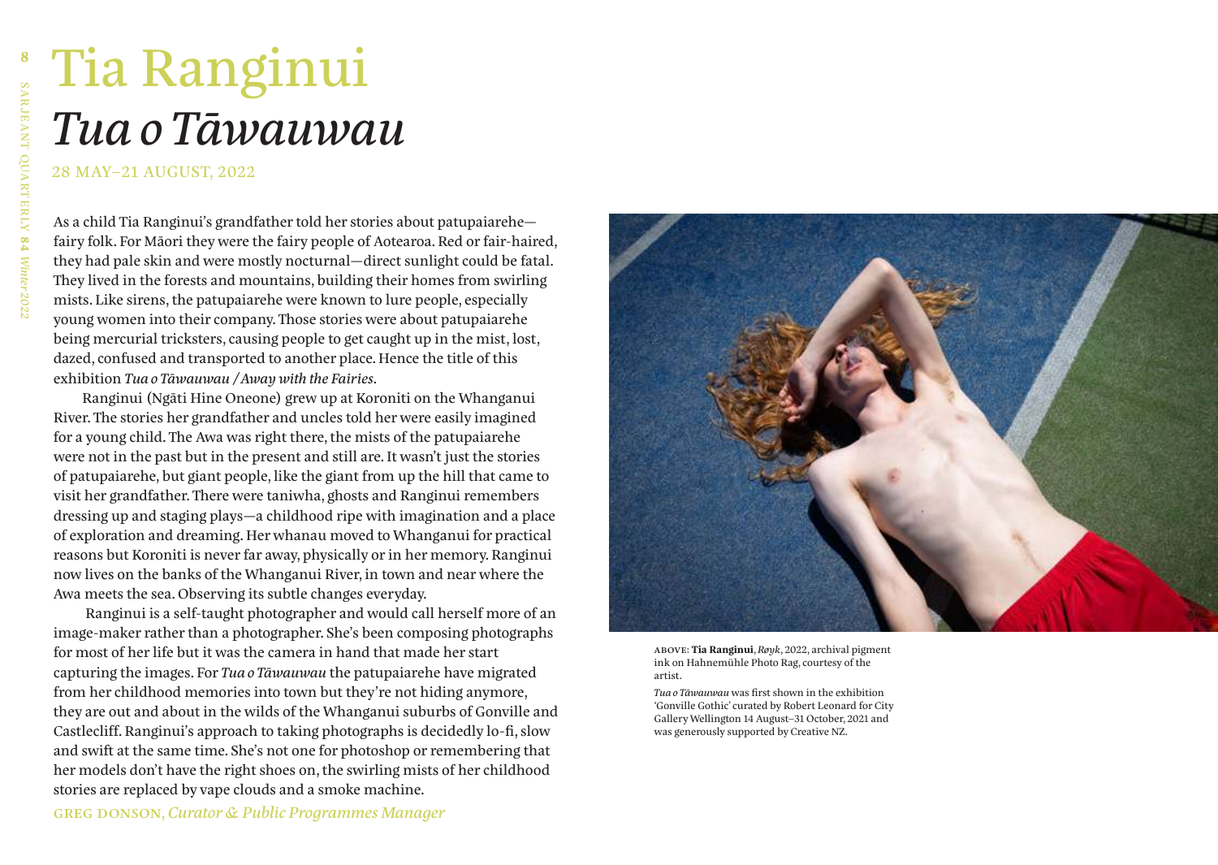# Tia Ranginui

## *Tua o Tāwauwau*

28 MAY–21 AUGUST, 2022

As a child Tia Ranginui's grandfather told her stories about patupaiarehe—fairy folk. For Māori they were the fairy people of Aotearoa. Red or fair-haired, they had pale skin and were mostly nocturnal—direct sunlight could be fatal. They lived in the forests and mountains, building their homes from swirling mists. Like sirens, the patupaiarehe were known to lure people, especially young women into their company. Those stories were about patupaiarehe being mercurial tricksters, causing people to get caught up in the mist, lost, dazed, confused and transported to another place. Hence the title of this exhibition *Tua o Tāwauwau / Away with the Fairies*.

Ranginui (Ngāti Hine Oneone) grew up at Koroniti on the Whanganui River. The stories her grandfather and uncles told her were easily imagined for a young child. The Awa was right there, the mists of the patupaiarehe were not in the past but in the present and still are. It wasn't just the stories of patupaiarehe, but giant people, like the giant from up the hill that came to visit her grandfather. There were taniwha, ghosts and Ranginui remembers dressing up and staging plays—a childhood ripe with imagination and a place of exploration and dreaming. Her whanau moved to Whanganui for practical reasons but Koroniti is never far away, physically or in her memory. Ranginui now lives on the banks of the Whanganui River, in town and near where the Awa meets the sea. Observing its subtle changes everyday.

Ranginui is a self-taught photographer and would call herself more of an image-maker rather than a photographer. She's been composing photographs for most of her life but it was the camera in hand that made her start capturing the images. For *Tua o Tāwauwau* the patupaiarehe have migrated from her childhood memories into town but they're not hiding anymore, they are out and about in the wilds of the Whanganui suburbs of Gonville and Castlecliff. Ranginui's approach to taking photographs is decidedly lo-fi, slow and swift at the same time. She's not one for photoshop or remembering that her models don't have the right shoes on, the swirling mists of her childhood stories are replaced by vape clouds and a smoke machine.

GREG DONSON, *Curator & Public Programmes Manager*

ABOVE: **Tia Ranginui**, *Røyk*, 2022, archival pigment ink on Hahnemühle Photo Rag, courtesy of the artist.

*Tua o Tāwauwau* was first shown in the exhibition 'Gonville Gothic' curated by Robert Leonard for City Gallery Wellington 14 August–31 October, 2021 and was generously supported by Creative NZ.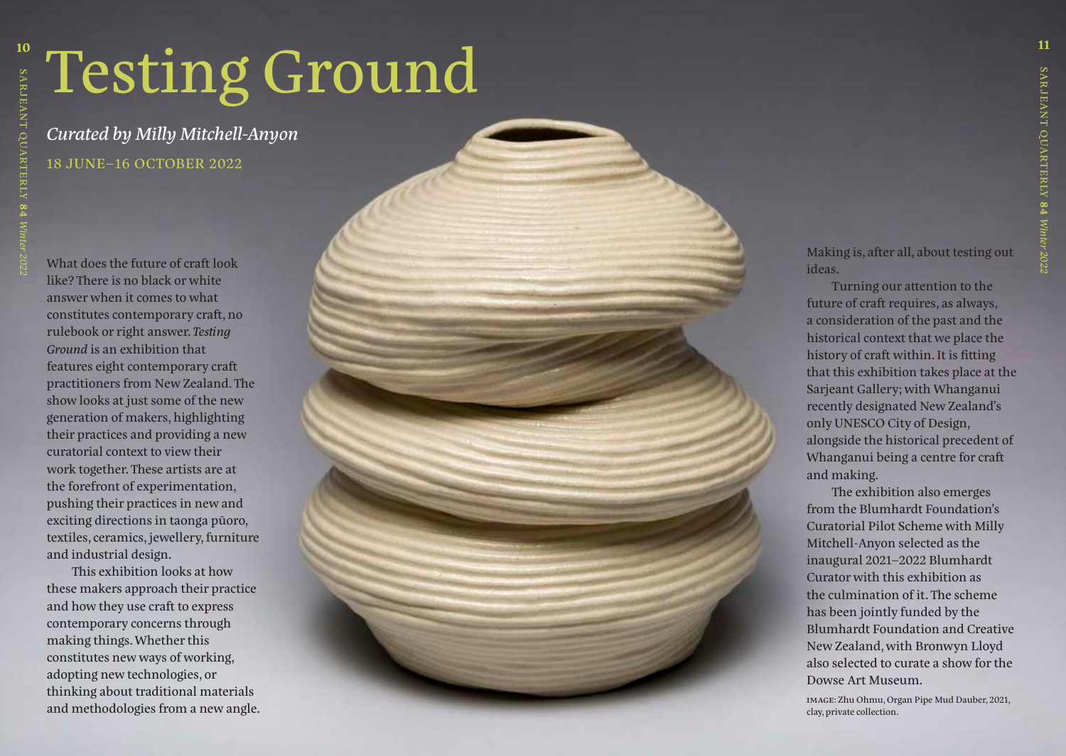# Testing Ground

*Curated by Milly Mitchell-Anyon*

18 JUNE–16 OCTOBER 2022

What does the future of craft look like? There is no black or white answer when it comes to what constitutes contemporary craft, no rulebook or right answer. *Testing Ground* is an exhibition that features eight contemporary craft practitioners from New Zealand. The show looks at just some of the new generation of makers, highlighting their practices and providing a new curatorial context to view their work together. These artists are at the forefront of experimentation, pushing their practices in new and exciting directions in taonga pūoro, textiles, ceramics, jewellery, furniture and industrial design.

This exhibition looks at how these makers approach their practice and how they use craft to express contemporary concerns through making things. Whether this constitutes new ways of working, adopting new technologies, or thinking about traditional materials and methodologies from a new angle. Making is, after all, about testing out ideas.

Turning our attention to the future of craft requires, as always, a consideration of the past and the historical context that we place the history of craft within. It is fitting that this exhibition takes place at the Sarjeant Gallery; with Whanganui recently designated New Zealand's only UNESCO City of Design, alongside the historical precedent of Whanganui being a centre for craft and making.

The exhibition also emerges from the Blumhardt Foundation's Curatorial Pilot Scheme with Milly Mitchell-Anyon selected as the inaugural 2021–2022 Blumhardt Curator with this exhibition as the culmination of it. The scheme has been jointly funded by the Blumhardt Foundation and Creative New Zealand, with Bronwyn Lloyd also selected to curate a show for the Dowse Art Museum.

IMAGE: Zhu Ohmu, Organ Pipe Mud Dauber, 2021, clay, private collection.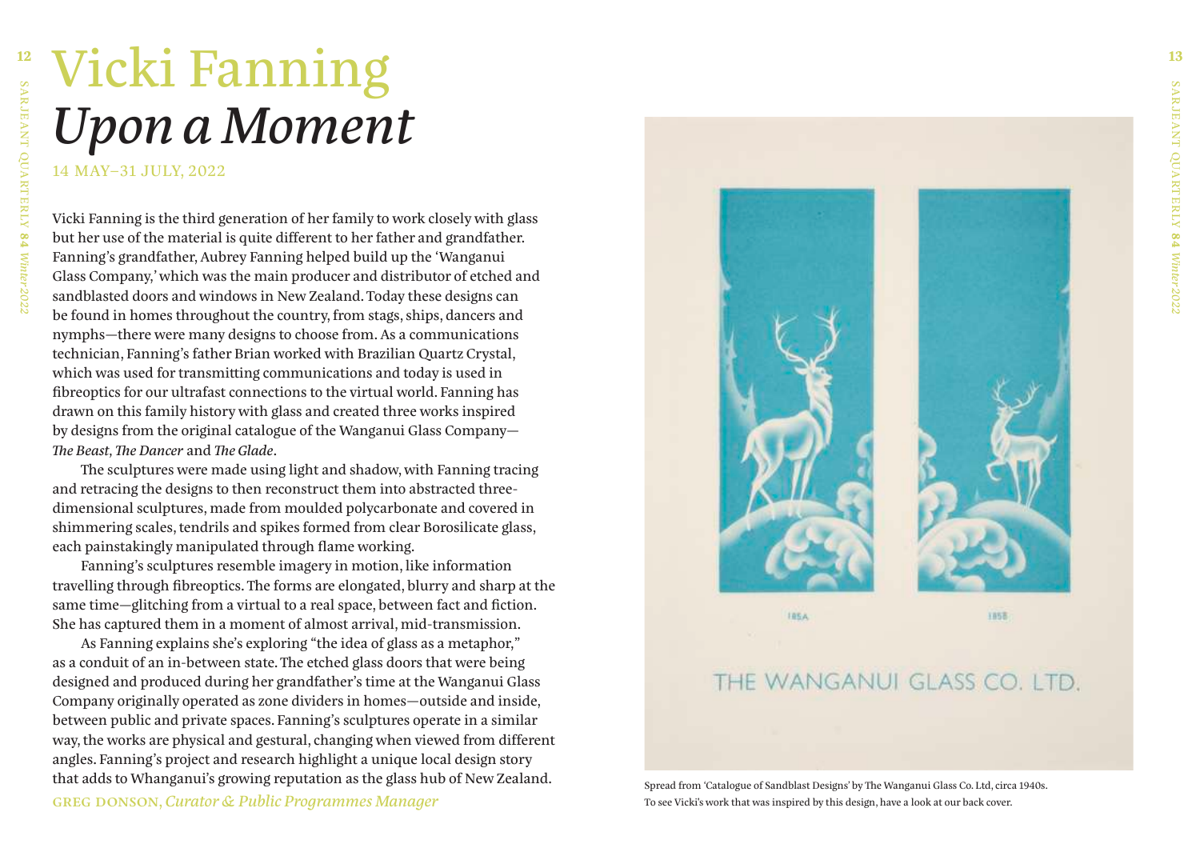# Vicki Fanning
## *Upon a Moment*

14 MAY–31 JULY, 2022

Vicki Fanning is the third generation of her family to work closely with glass but her use of the material is quite different to her father and grandfather. Fanning's grandfather, Aubrey Fanning helped build up the 'Wanganui Glass Company,' which was the main producer and distributor of etched and sandblasted doors and windows in New Zealand. Today these designs can be found in homes throughout the country, from stags, ships, dancers and nymphs—there were many designs to choose from. As a communications technician, Fanning's father Brian worked with Brazilian Quartz Crystal, which was used for transmitting communications and today is used in fibreoptics for our ultrafast connections to the virtual world. Fanning has drawn on this family history with glass and created three works inspired by designs from the original catalogue of the Wanganui Glass Company—*The Beast*, *The Dancer* and *The Glade*.

The sculptures were made using light and shadow, with Fanning tracing and retracing the designs to then reconstruct them into abstracted three-dimensional sculptures, made from moulded polycarbonate and covered in shimmering scales, tendrils and spikes formed from clear Borosilicate glass, each painstakingly manipulated through flame working.

Fanning's sculptures resemble imagery in motion, like information travelling through fibreoptics. The forms are elongated, blurry and sharp at the same time—glitching from a virtual to a real space, between fact and fiction. She has captured them in a moment of almost arrival, mid-transmission.

As Fanning explains she's exploring "the idea of glass as a metaphor," as a conduit of an in-between state. The etched glass doors that were being designed and produced during her grandfather's time at the Wanganui Glass Company originally operated as zone dividers in homes—outside and inside, between public and private spaces. Fanning's sculptures operate in a similar way, the works are physical and gestural, changing when viewed from different angles. Fanning's project and research highlight a unique local design story that adds to Whanganui's growing reputation as the glass hub of New Zealand.

GREG DONSON, *Curator & Public Programmes Manager*

185A 185B

THE WANGANUI GLASS CO. LTD.

Spread from 'Catalogue of Sandblast Designs' by The Wanganui Glass Co. Ltd, circa 1940s.
To see Vicki's work that was inspired by this design, have a look at our back cover.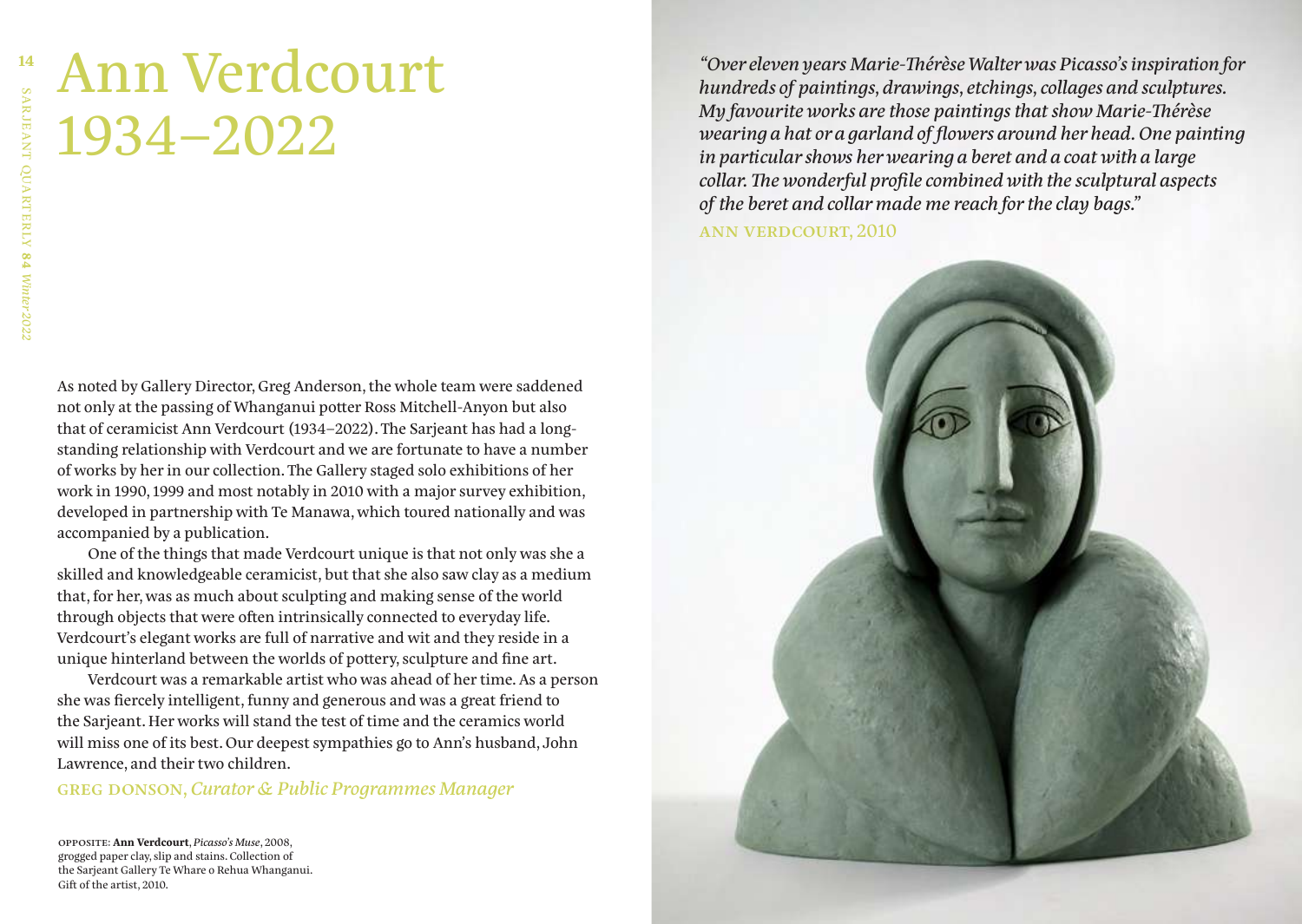# Ann Verdcourt 1934–2022

As noted by Gallery Director, Greg Anderson, the whole team were saddened not only at the passing of Whanganui potter Ross Mitchell-Anyon but also that of ceramicist Ann Verdcourt (1934–2022). The Sarjeant has had a long-standing relationship with Verdcourt and we are fortunate to have a number of works by her in our collection. The Gallery staged solo exhibitions of her work in 1990, 1999 and most notably in 2010 with a major survey exhibition, developed in partnership with Te Manawa, which toured nationally and was accompanied by a publication.

One of the things that made Verdcourt unique is that not only was she a skilled and knowledgeable ceramicist, but that she also saw clay as a medium that, for her, was as much about sculpting and making sense of the world through objects that were often intrinsically connected to everyday life. Verdcourt's elegant works are full of narrative and wit and they reside in a unique hinterland between the worlds of pottery, sculpture and fine art.

Verdcourt was a remarkable artist who was ahead of her time. As a person she was fiercely intelligent, funny and generous and was a great friend to the Sarjeant. Her works will stand the test of time and the ceramics world will miss one of its best. Our deepest sympathies go to Ann's husband, John Lawrence, and their two children.

GREG DONSON, *Curator & Public Programmes Manager*

OPPOSITE: **Ann Verdcourt**, *Picasso's Muse*, 2008, grogged paper clay, slip and stains. Collection of the Sarjeant Gallery Te Whare o Rehua Whanganui. Gift of the artist, 2010.

*"Over eleven years Marie-Thérèse Walter was Picasso's inspiration for hundreds of paintings, drawings, etchings, collages and sculptures. My favourite works are those paintings that show Marie-Thérèse wearing a hat or a garland of flowers around her head. One painting in particular shows her wearing a beret and a coat with a large collar. The wonderful profile combined with the sculptural aspects of the beret and collar made me reach for the clay bags."*

ANN VERDCOURT, 2010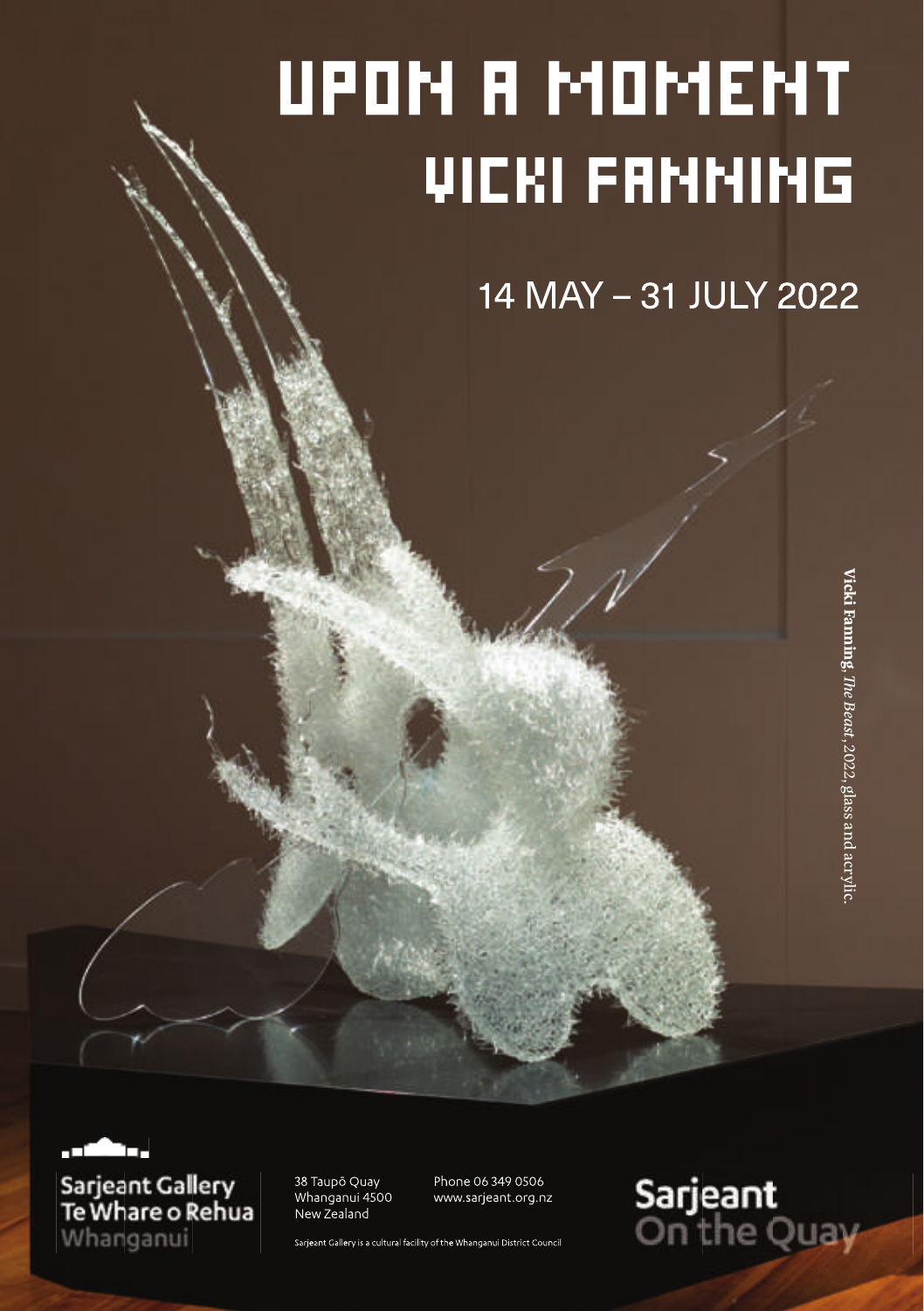# UPON A MOMENT
# VICKI FANNING

## 14 MAY – 31 JULY 2022

**Vicki Fanning**, *The Beast*, 2022, glass and acrylic.

Sarjeant Gallery
Te Whare o Rehua
Whanganui

38 Taupō Quay
Whanganui 4500
New Zealand

Phone 06 349 0506
www.sarjeant.org.nz

Sarjeant Gallery is a cultural facility of the Whanganui District Council

Sarjeant
On the Quay